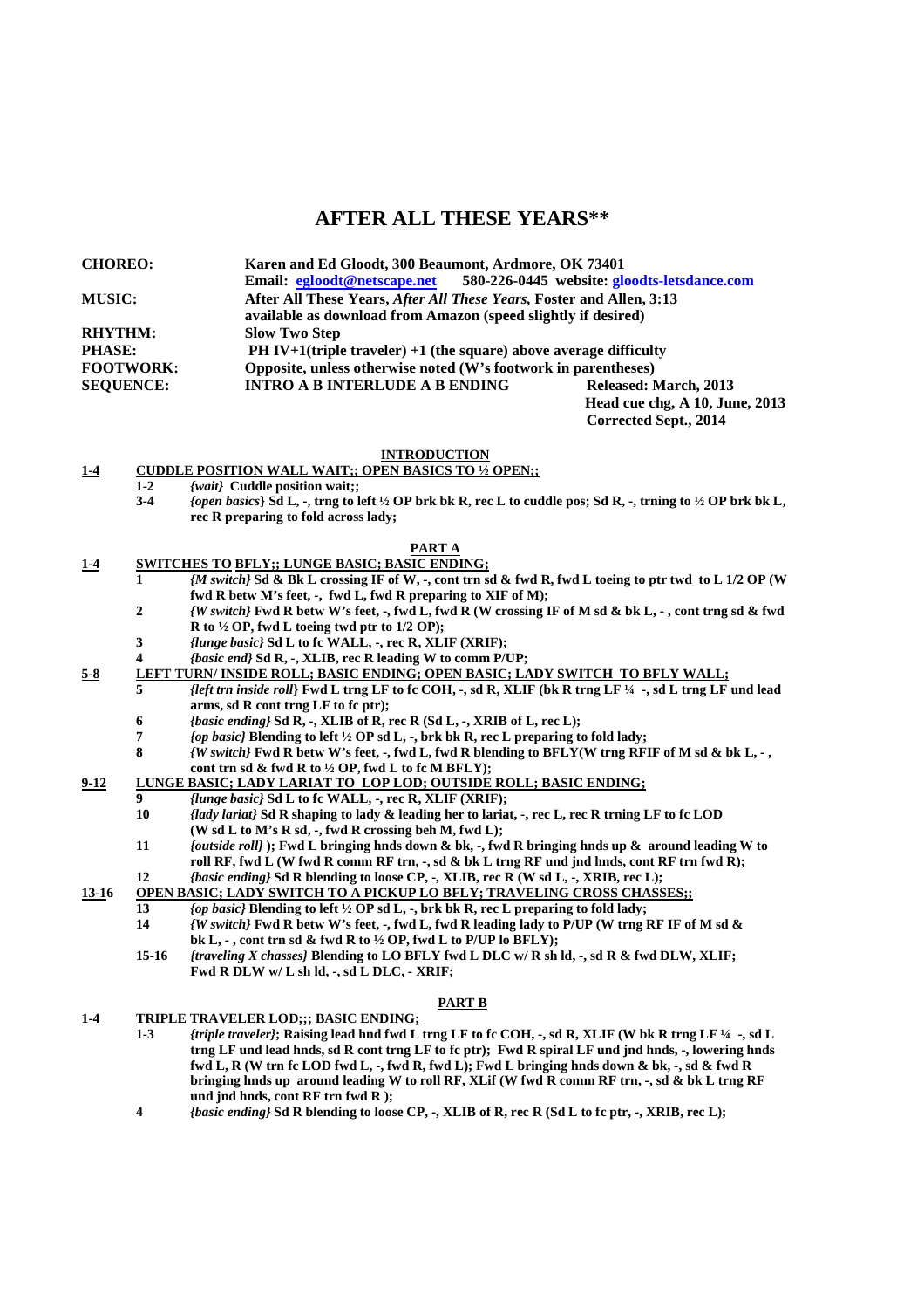# AFTER ALL THESE YEARS**

**CHOREO:** Karen and Ed Gloodt, 300 Beaumont, Ardmore, OK 73401
Email: egloodt@netscape.net 580-226-0445 website: gloodts-letsdance.com

**MUSIC:** After All These Years, *After All These Years,* Foster and Allen, 3:13
available as download from Amazon (speed slightly if desired)

**RHYTHM:** Slow Two Step

**PHASE:** PH IV+1(triple traveler) +1 (the square) above average difficulty

**FOOTWORK:** Opposite, unless otherwise noted (W's footwork in parentheses)

**SEQUENCE:** INTRO A B INTERLUDE A B ENDING

Released: March, 2013
Head cue chg, A 10, June, 2013
Corrected Sept., 2014

## INTRODUCTION

**1-4** **CUDDLE POSITION WALL WAIT;; OPEN BASICS TO ½ OPEN;;**

- **1-2** *{wait}* **Cuddle position wait;;**
- **3-4** *{open basics}* **Sd L, -, trng to left ½ OP brk bk R, rec L to cuddle pos; Sd R, -, trning to ½ OP brk bk L, rec R preparing to fold across lady;**

## PART A

**1-4** **SWITCHES TO BFLY;; LUNGE BASIC; BASIC ENDING;**

- **1** *{M switch}* **Sd & Bk L crossing IF of W, -, cont trn sd & fwd R, fwd L toeing to ptr twd to L 1/2 OP (W fwd R betw M's feet, -, fwd L, fwd R preparing to XIF of M);**
- **2** *{W switch}* **Fwd R betw W's feet, -, fwd L, fwd R (W crossing IF of M sd & bk L, - , cont trng sd & fwd R to ½ OP, fwd L toeing twd ptr to 1/2 OP);**
- **3** *{lunge basic}* **Sd L to fc WALL, -, rec R, XLIF (XRIF);**
- **4** *{basic end}* **Sd R, -, XLIB, rec R leading W to comm P/UP;**

**5-8** **LEFT TURN/ INSIDE ROLL; BASIC ENDING; OPEN BASIC; LADY SWITCH TO BFLY WALL;**

- **5** *{left trn inside roll}* **Fwd L trng LF to fc COH, -, sd R, XLIF (bk R trng LF ¼ -, sd L trng LF und lead arms, sd R cont trng LF to fc ptr);**
- **6** *{basic ending}* **Sd R, -, XLIB of R, rec R (Sd L, -, XRIB of L, rec L);**
- **7** *{op basic}* **Blending to left ½ OP sd L, -, brk bk R, rec L preparing to fold lady;**
- **8** *{W switch}* **Fwd R betw W's feet, -, fwd L, fwd R blending to BFLY(W trng RFIF of M sd & bk L, - , cont trn sd & fwd R to ½ OP, fwd L to fc M BFLY);**

**9-12** **LUNGE BASIC; LADY LARIAT TO LOP LOD; OUTSIDE ROLL; BASIC ENDING;**

- **9** *{lunge basic}* **Sd L to fc WALL, -, rec R, XLIF (XRIF);**
- **10** *{lady lariat}* **Sd R shaping to lady & leading her to lariat, -, rec L, rec R trning LF to fc LOD (W sd L to M's R sd, -, fwd R crossing beh M, fwd L);**
- **11** *{outside roll}* **); Fwd L bringing hnds down & bk, -, fwd R bringing hnds up & around leading W to roll RF, fwd L (W fwd R comm RF trn, -, sd & bk L trng RF und jnd hnds, cont RF trn fwd R);**
- **12** *{basic ending}* **Sd R blending to loose CP, -, XLIB, rec R (W sd L, -, XRIB, rec L);**

**13-16** **OPEN BASIC; LADY SWITCH TO A PICKUP LO BFLY; TRAVELING CROSS CHASSES;;**

- **13** *{op basic}* **Blending to left ½ OP sd L, -, brk bk R, rec L preparing to fold lady;**
- **14** *{W switch}* **Fwd R betw W's feet, -, fwd L, fwd R leading lady to P/UP (W trng RF IF of M sd & bk L, - , cont trn sd & fwd R to ½ OP, fwd L to P/UP lo BFLY);**
- **15-16** *{traveling X chasses}* **Blending to LO BFLY fwd L DLC w/ R sh ld, -, sd R & fwd DLW, XLIF; Fwd R DLW w/ L sh ld, -, sd L DLC, - XRIF;**

## PART B

**1-4** **TRIPLE TRAVELER LOD;;; BASIC ENDING;**

- **1-3** *{triple traveler}*; **Raising lead hnd fwd L trng LF to fc COH, -, sd R, XLIF (W bk R trng LF ¼ -, sd L trng LF und lead hnds, sd R cont trng LF to fc ptr); Fwd R spiral LF und jnd hnds, -, lowering hnds fwd L, R (W trn fc LOD fwd L, -, fwd R, fwd L); Fwd L bringing hnds down & bk, -, sd & fwd R bringing hnds up around leading W to roll RF, XLif (W fwd R comm RF trn, -, sd & bk L trng RF und jnd hnds, cont RF trn fwd R );**
- **4** *{basic ending}* **Sd R blending to loose CP, -, XLIB of R, rec R (Sd L to fc ptr, -, XRIB, rec L);**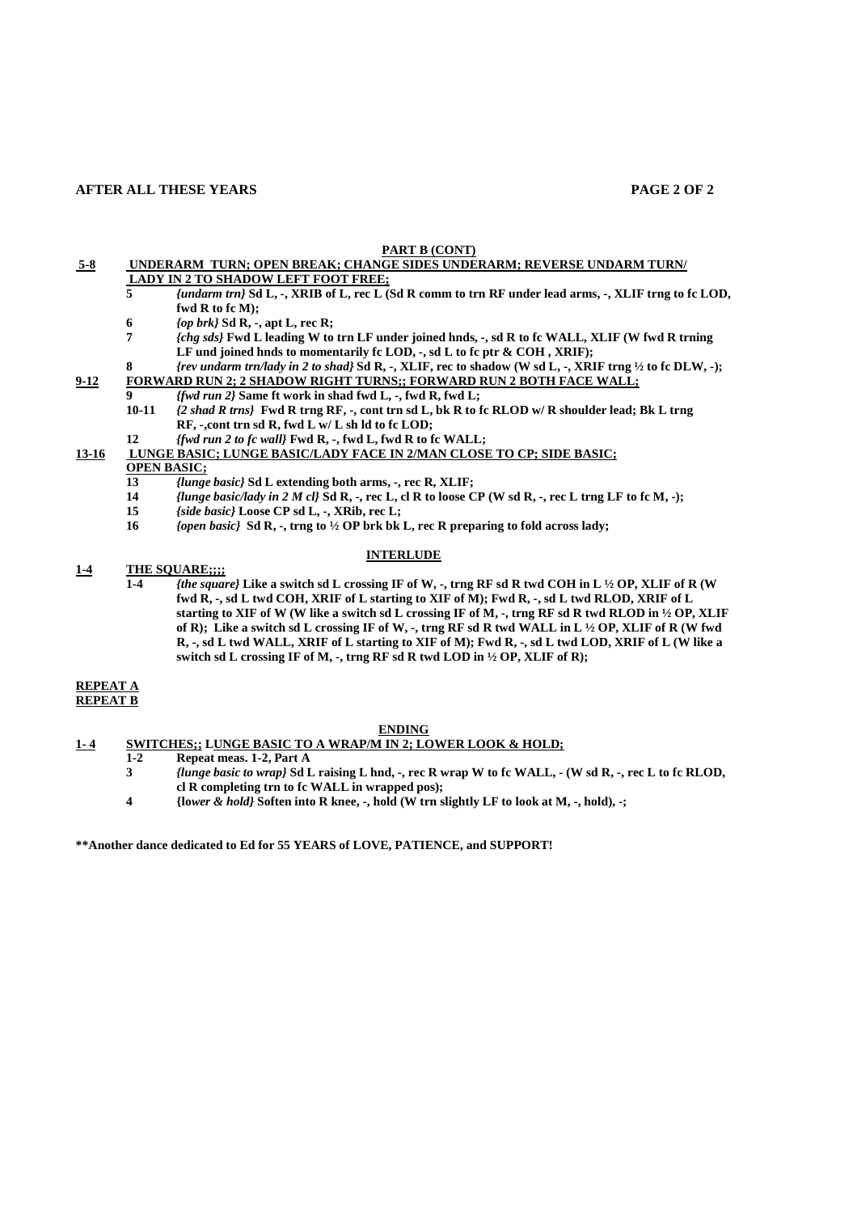**PART B (CONT)**

**5-8** **UNDERARM TURN; OPEN BREAK; CHANGE SIDES UNDERARM; REVERSE UNDARM TURN/ LADY IN 2 TO SHADOW LEFT FOOT FREE;**

- **5** *{undarm trn}* **Sd L, -, XRIB of L, rec L (Sd R comm to trn RF under lead arms, -, XLIF trng to fc LOD, fwd R to fc M);**
- **6** *{op brk}* **Sd R, -, apt L, rec R;**
- **7** *{chg sds}* **Fwd L leading W to trn LF under joined hnds, -, sd R to fc WALL, XLIF (W fwd R trning LF und joined hnds to momentarily fc LOD, -, sd L to fc ptr & COH , XRIF);**
- **8** *{rev undarm trn/lady in 2 to shad}* **Sd R, -, XLIF, rec to shadow (W sd L, -, XRIF trng ½ to fc DLW, -);**

**9-12** **FORWARD RUN 2; 2 SHADOW RIGHT TURNS;; FORWARD RUN 2 BOTH FACE WALL;**

- **9** *{fwd run 2}* **Same ft work in shad fwd L, -, fwd R, fwd L;**
- **10-11** *{2 shad R trns}* **Fwd R trng RF, -, cont trn sd L, bk R to fc RLOD w/ R shoulder lead; Bk L trng RF, -,cont trn sd R, fwd L w/ L sh ld to fc LOD;**
- **12** *{fwd run 2 to fc wall}* **Fwd R, -, fwd L, fwd R to fc WALL;**

**13-16** **LUNGE BASIC; LUNGE BASIC/LADY FACE IN 2/MAN CLOSE TO CP; SIDE BASIC; OPEN BASIC;**

- **13** *{lunge basic}* **Sd L extending both arms, -, rec R, XLIF;**
- **14** *{lunge basic/lady in 2 M cl}* **Sd R, -, rec L, cl R to loose CP (W sd R, -, rec L trng LF to fc M, -);**
- **15** *{side basic}* **Loose CP sd L, -, XRib, rec L;**
- **16** *{open basic}* **Sd R, -, trng to ½ OP brk bk L, rec R preparing to fold across lady;**

**INTERLUDE**

**1-4** **THE SQUARE;;;;**

- **1-4** *{the square}* **Like a switch sd L crossing IF of W, -, trng RF sd R twd COH in L ½ OP, XLIF of R (W fwd R, -, sd L twd COH, XRIF of L starting to XIF of M); Fwd R, -, sd L twd RLOD, XRIF of L starting to XIF of W (W like a switch sd L crossing IF of M, -, trng RF sd R twd RLOD in ½ OP, XLIF of R); Like a switch sd L crossing IF of W, -, trng RF sd R twd WALL in L ½ OP, XLIF of R (W fwd R, -, sd L twd WALL, XRIF of L starting to XIF of M); Fwd R, -, sd L twd LOD, XRIF of L (W like a switch sd L crossing IF of M, -, trng RF sd R twd LOD in ½ OP, XLIF of R);**

**REPEAT A**
**REPEAT B**

**ENDING**

**1- 4** **SWITCHES;; LUNGE BASIC TO A WRAP/M IN 2; LOWER LOOK & HOLD;**

- **1-2** **Repeat meas. 1-2, Part A**
- **3** *{lunge basic to wrap}* **Sd L raising L hnd, -, rec R wrap W to fc WALL, - (W sd R, -, rec L to fc RLOD, cl R completing trn to fc WALL in wrapped pos);**
- **4** **{lo*wer & hold}* Soften into R knee, -, hold (W trn slightly LF to look at M, -, hold), -;**

**\*\*Another dance dedicated to Ed for 55 YEARS of LOVE, PATIENCE, and SUPPORT!**